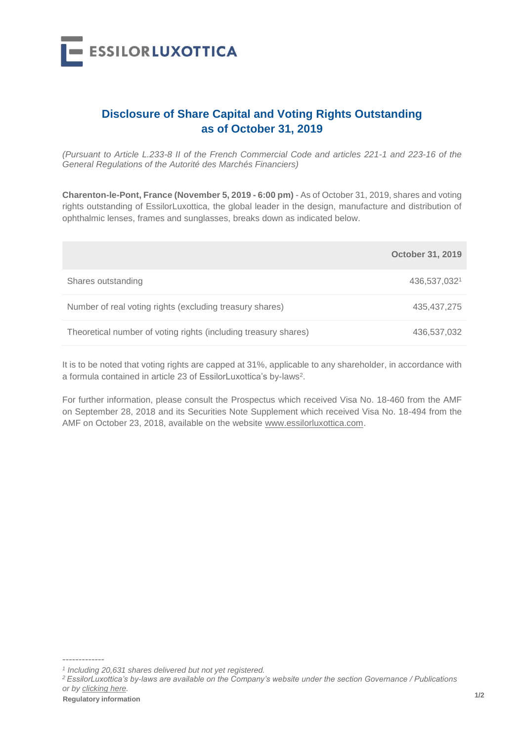ESSILORLUXOTTICA

# Disclosure of Share Capital and Voting Rights Outstanding as of October 31, 2019

*(Pursuant to Article L.233-8 II of the French Commercial Code and articles 221-1 and 223-16 of the General Regulations of the Autorité des Marchés Financiers)*

**Charenton-le-Pont, France (November 5, 2019 - 6:00 pm)** - As of October 31, 2019, shares and voting rights outstanding of EssilorLuxottica, the global leader in the design, manufacture and distribution of ophthalmic lenses, frames and sunglasses, breaks down as indicated below.

| | **October 31, 2019** |
|---|---|
| Shares outstanding | 436,537,032[1] |
| Number of real voting rights (excluding treasury shares) | 435,437,275 |
| Theoretical number of voting rights (including treasury shares) | 436,537,032 |

It is to be noted that voting rights are capped at 31%, applicable to any shareholder, in accordance with a formula contained in article 23 of EssilorLuxottica's by-laws[2].

For further information, please consult the Prospectus which received Visa No. 18-460 from the AMF on September 28, 2018 and its Securities Note Supplement which received Visa No. 18-494 from the AMF on October 23, 2018, available on the website www.essilorluxottica.com.

-------------

*[1] Including 20,631 shares delivered but not yet registered.*

*[2] EssilorLuxottica's by-laws are available on the Company's website under the section Governance / Publications or by clicking here.*

**Regulatory information**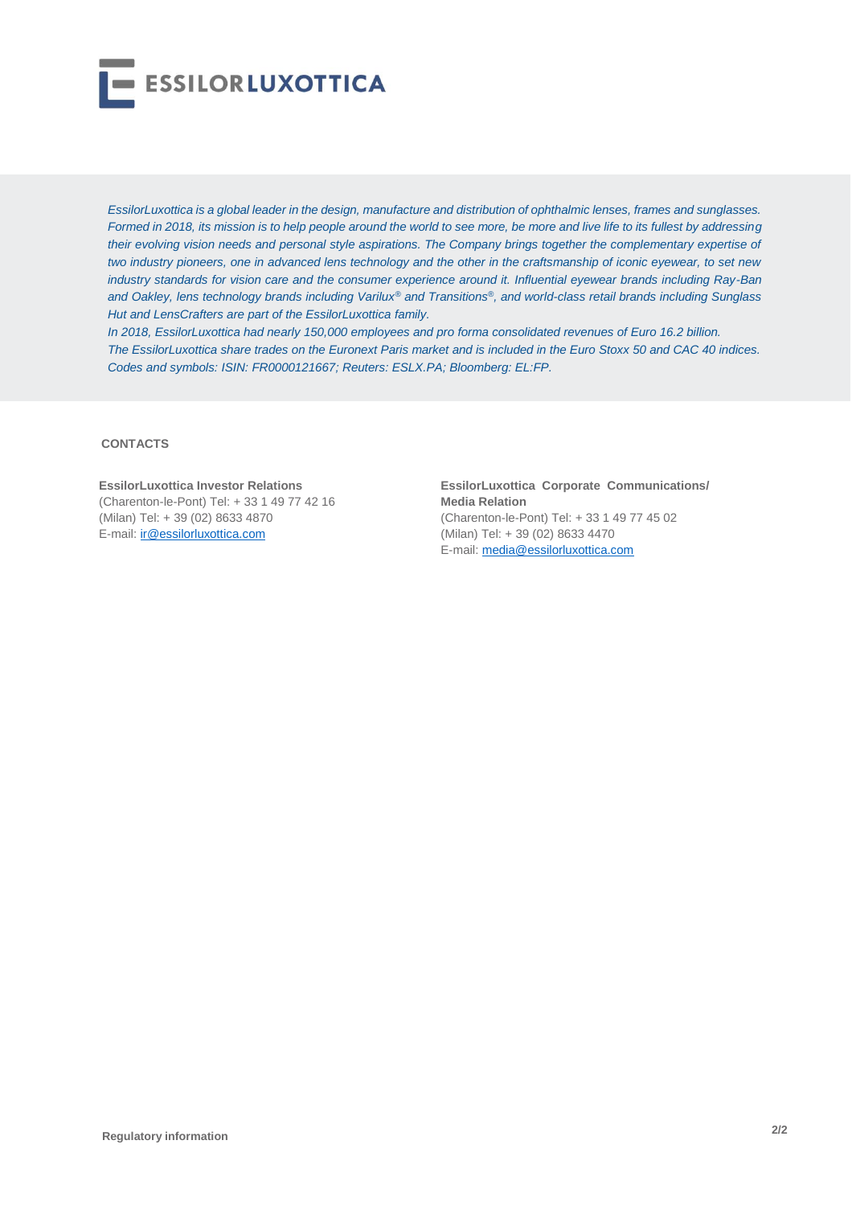*EssilorLuxottica is a global leader in the design, manufacture and distribution of ophthalmic lenses, frames and sunglasses. Formed in 2018, its mission is to help people around the world to see more, be more and live life to its fullest by addressing their evolving vision needs and personal style aspirations. The Company brings together the complementary expertise of two industry pioneers, one in advanced lens technology and the other in the craftsmanship of iconic eyewear, to set new industry standards for vision care and the consumer experience around it. Influential eyewear brands including Ray-Ban and Oakley, lens technology brands including Varilux® and Transitions®, and world-class retail brands including Sunglass Hut and LensCrafters are part of the EssilorLuxottica family.*
*In 2018, EssilorLuxottica had nearly 150,000 employees and pro forma consolidated revenues of Euro 16.2 billion.*
*The EssilorLuxottica share trades on the Euronext Paris market and is included in the Euro Stoxx 50 and CAC 40 indices.*
*Codes and symbols: ISIN: FR0000121667; Reuters: ESLX.PA; Bloomberg: EL:FP.*

**CONTACTS**

**EssilorLuxottica Investor Relations**
(Charenton-le-Pont) Tel: + 33 1 49 77 42 16
(Milan) Tel: + 39 (02) 8633 4870
E-mail: ir@essilorluxottica.com

**EssilorLuxottica Corporate Communications/ Media Relation**
(Charenton-le-Pont) Tel: + 33 1 49 77 45 02
(Milan) Tel: + 39 (02) 8633 4470
E-mail: media@essilorluxottica.com

**Regulatory information**